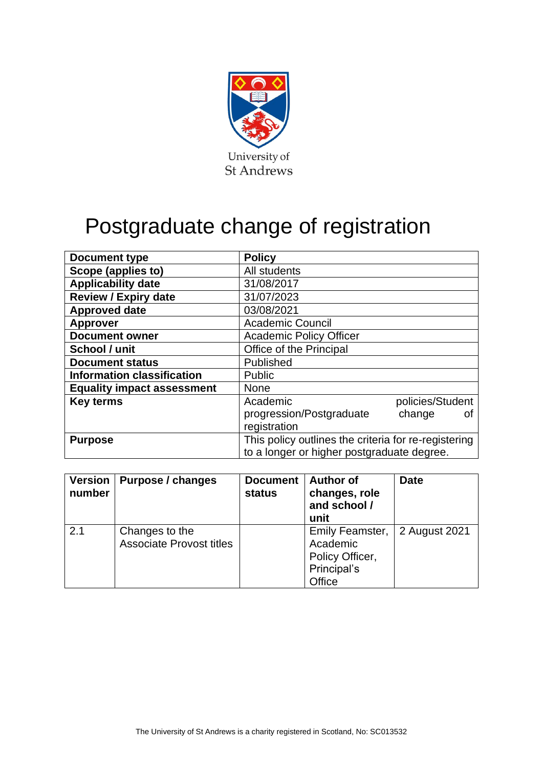University of St Andrews

# Postgraduate change of registration

| Document type | Policy |
|---|---|
| Scope (applies to) | All students |
| Applicability date | 31/08/2017 |
| Review / Expiry date | 31/07/2023 |
| Approved date | 03/08/2021 |
| Approver | Academic Council |
| Document owner | Academic Policy Officer |
| School / unit | Office of the Principal |
| Document status | Published |
| Information classification | Public |
| Equality impact assessment | None |
| Key terms | Academic policies/Student progression/Postgraduate change of registration |
| Purpose | This policy outlines the criteria for re-registering to a longer or higher postgraduate degree. |

| Version number | Purpose / changes | Document status | Author of changes, role and school / unit | Date |
|---|---|---|---|---|
| 2.1 | Changes to the Associate Provost titles | | Emily Feamster, Academic Policy Officer, Principal's Office | 2 August 2021 |

The University of St Andrews is a charity registered in Scotland, No: SC013532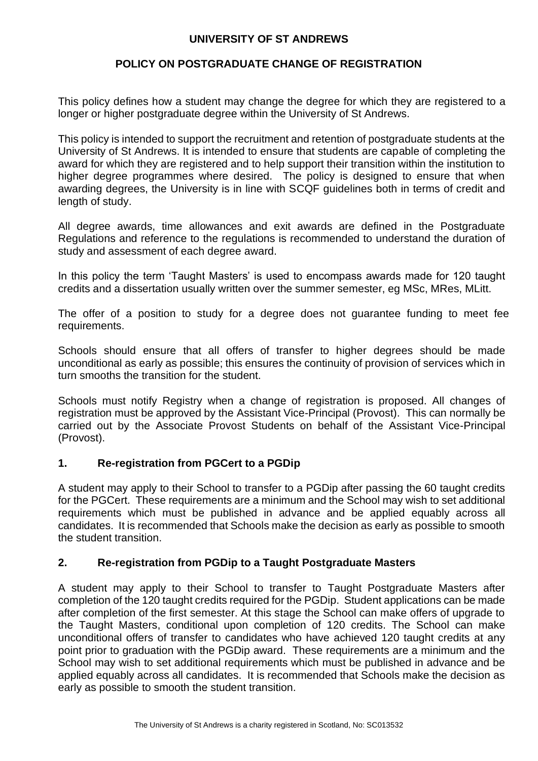**UNIVERSITY OF ST ANDREWS**

**POLICY ON POSTGRADUATE CHANGE OF REGISTRATION**

This policy defines how a student may change the degree for which they are registered to a longer or higher postgraduate degree within the University of St Andrews.

This policy is intended to support the recruitment and retention of postgraduate students at the University of St Andrews. It is intended to ensure that students are capable of completing the award for which they are registered and to help support their transition within the institution to higher degree programmes where desired. The policy is designed to ensure that when awarding degrees, the University is in line with SCQF guidelines both in terms of credit and length of study.

All degree awards, time allowances and exit awards are defined in the Postgraduate Regulations and reference to the regulations is recommended to understand the duration of study and assessment of each degree award.

In this policy the term 'Taught Masters' is used to encompass awards made for 120 taught credits and a dissertation usually written over the summer semester, eg MSc, MRes, MLitt.

The offer of a position to study for a degree does not guarantee funding to meet fee requirements.

Schools should ensure that all offers of transfer to higher degrees should be made unconditional as early as possible; this ensures the continuity of provision of services which in turn smooths the transition for the student.

Schools must notify Registry when a change of registration is proposed. All changes of registration must be approved by the Assistant Vice-Principal (Provost). This can normally be carried out by the Associate Provost Students on behalf of the Assistant Vice-Principal (Provost).

## 1. Re-registration from PGCert to a PGDip

A student may apply to their School to transfer to a PGDip after passing the 60 taught credits for the PGCert. These requirements are a minimum and the School may wish to set additional requirements which must be published in advance and be applied equably across all candidates. It is recommended that Schools make the decision as early as possible to smooth the student transition.

## 2. Re-registration from PGDip to a Taught Postgraduate Masters

A student may apply to their School to transfer to Taught Postgraduate Masters after completion of the 120 taught credits required for the PGDip. Student applications can be made after completion of the first semester. At this stage the School can make offers of upgrade to the Taught Masters, conditional upon completion of 120 credits. The School can make unconditional offers of transfer to candidates who have achieved 120 taught credits at any point prior to graduation with the PGDip award. These requirements are a minimum and the School may wish to set additional requirements which must be published in advance and be applied equably across all candidates. It is recommended that Schools make the decision as early as possible to smooth the student transition.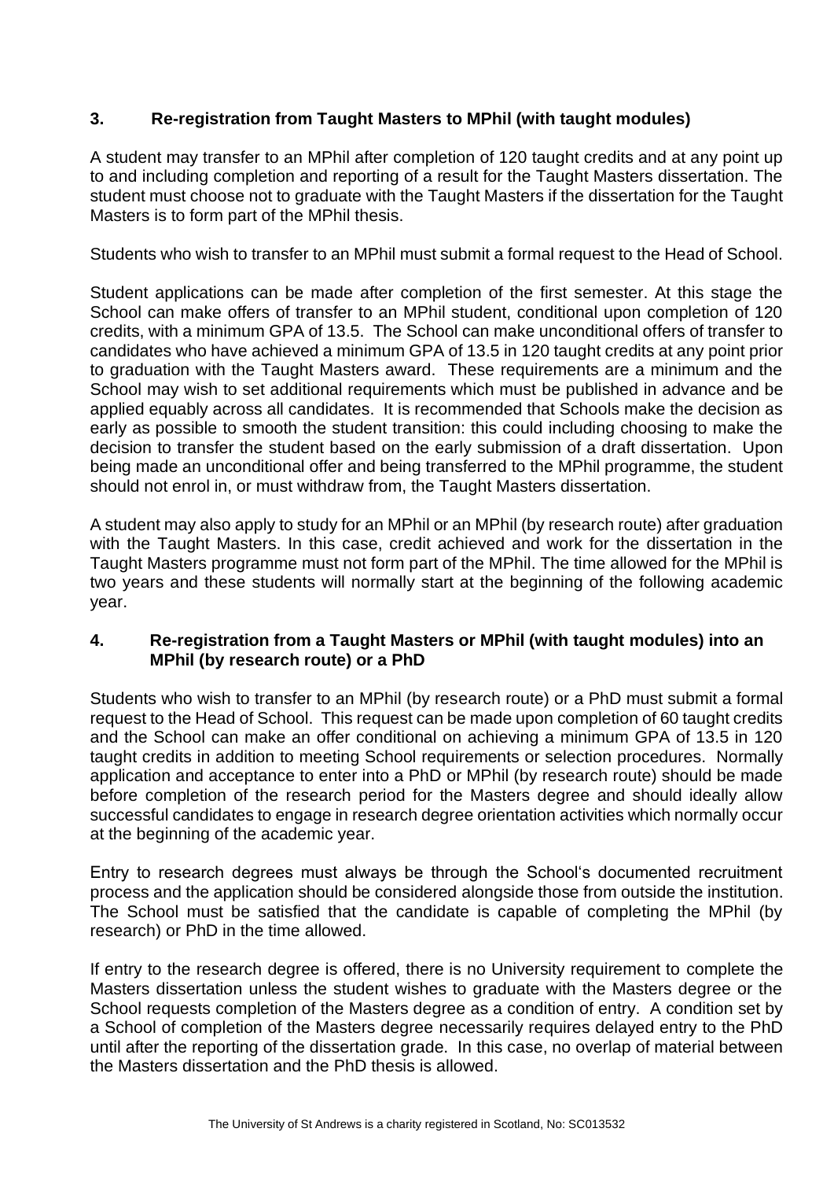## 3. Re-registration from Taught Masters to MPhil (with taught modules)

A student may transfer to an MPhil after completion of 120 taught credits and at any point up to and including completion and reporting of a result for the Taught Masters dissertation. The student must choose not to graduate with the Taught Masters if the dissertation for the Taught Masters is to form part of the MPhil thesis.

Students who wish to transfer to an MPhil must submit a formal request to the Head of School.

Student applications can be made after completion of the first semester. At this stage the School can make offers of transfer to an MPhil student, conditional upon completion of 120 credits, with a minimum GPA of 13.5. The School can make unconditional offers of transfer to candidates who have achieved a minimum GPA of 13.5 in 120 taught credits at any point prior to graduation with the Taught Masters award. These requirements are a minimum and the School may wish to set additional requirements which must be published in advance and be applied equably across all candidates. It is recommended that Schools make the decision as early as possible to smooth the student transition: this could including choosing to make the decision to transfer the student based on the early submission of a draft dissertation. Upon being made an unconditional offer and being transferred to the MPhil programme, the student should not enrol in, or must withdraw from, the Taught Masters dissertation.

A student may also apply to study for an MPhil or an MPhil (by research route) after graduation with the Taught Masters. In this case, credit achieved and work for the dissertation in the Taught Masters programme must not form part of the MPhil. The time allowed for the MPhil is two years and these students will normally start at the beginning of the following academic year.

## 4. Re-registration from a Taught Masters or MPhil (with taught modules) into an MPhil (by research route) or a PhD

Students who wish to transfer to an MPhil (by research route) or a PhD must submit a formal request to the Head of School. This request can be made upon completion of 60 taught credits and the School can make an offer conditional on achieving a minimum GPA of 13.5 in 120 taught credits in addition to meeting School requirements or selection procedures. Normally application and acceptance to enter into a PhD or MPhil (by research route) should be made before completion of the research period for the Masters degree and should ideally allow successful candidates to engage in research degree orientation activities which normally occur at the beginning of the academic year.

Entry to research degrees must always be through the School's documented recruitment process and the application should be considered alongside those from outside the institution. The School must be satisfied that the candidate is capable of completing the MPhil (by research) or PhD in the time allowed.

If entry to the research degree is offered, there is no University requirement to complete the Masters dissertation unless the student wishes to graduate with the Masters degree or the School requests completion of the Masters degree as a condition of entry. A condition set by a School of completion of the Masters degree necessarily requires delayed entry to the PhD until after the reporting of the dissertation grade. In this case, no overlap of material between the Masters dissertation and the PhD thesis is allowed.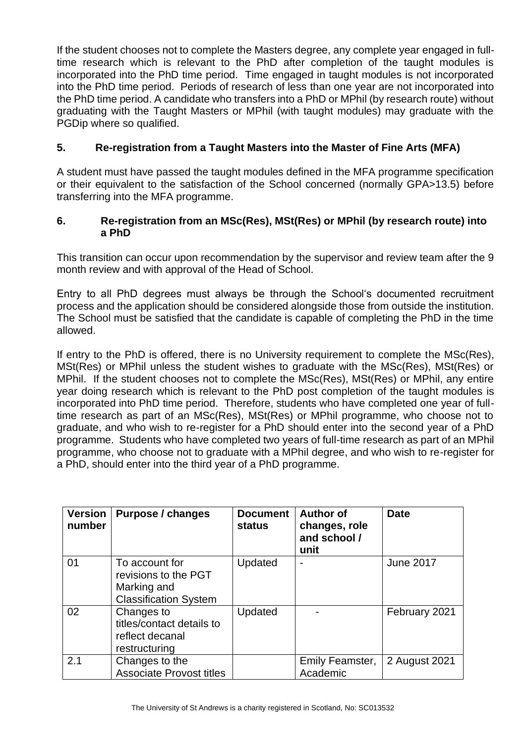If the student chooses not to complete the Masters degree, any complete year engaged in full-time research which is relevant to the PhD after completion of the taught modules is incorporated into the PhD time period. Time engaged in taught modules is not incorporated into the PhD time period. Periods of research of less than one year are not incorporated into the PhD time period. A candidate who transfers into a PhD or MPhil (by research route) without graduating with the Taught Masters or MPhil (with taught modules) may graduate with the PGDip where so qualified.

## 5. Re-registration from a Taught Masters into the Master of Fine Arts (MFA)

A student must have passed the taught modules defined in the MFA programme specification or their equivalent to the satisfaction of the School concerned (normally GPA>13.5) before transferring into the MFA programme.

## 6. Re-registration from an MSc(Res), MSt(Res) or MPhil (by research route) into a PhD

This transition can occur upon recommendation by the supervisor and review team after the 9 month review and with approval of the Head of School.

Entry to all PhD degrees must always be through the School's documented recruitment process and the application should be considered alongside those from outside the institution. The School must be satisfied that the candidate is capable of completing the PhD in the time allowed.

If entry to the PhD is offered, there is no University requirement to complete the MSc(Res), MSt(Res) or MPhil unless the student wishes to graduate with the MSc(Res), MSt(Res) or MPhil. If the student chooses not to complete the MSc(Res), MSt(Res) or MPhil, any entire year doing research which is relevant to the PhD post completion of the taught modules is incorporated into PhD time period. Therefore, students who have completed one year of full-time research as part of an MSc(Res), MSt(Res) or MPhil programme, who choose not to graduate, and who wish to re-register for a PhD should enter into the second year of a PhD programme. Students who have completed two years of full-time research as part of an MPhil programme, who choose not to graduate with a MPhil degree, and who wish to re-register for a PhD, should enter into the third year of a PhD programme.

| Version number | Purpose / changes | Document status | Author of changes, role and school / unit | Date |
|---|---|---|---|---|
| 01 | To account for revisions to the PGT Marking and Classification System | Updated | - | June 2017 |
| 02 | Changes to titles/contact details to reflect decanal restructuring | Updated | - | February 2021 |
| 2.1 | Changes to the Associate Provost titles | | Emily Feamster, Academic | 2 August 2021 |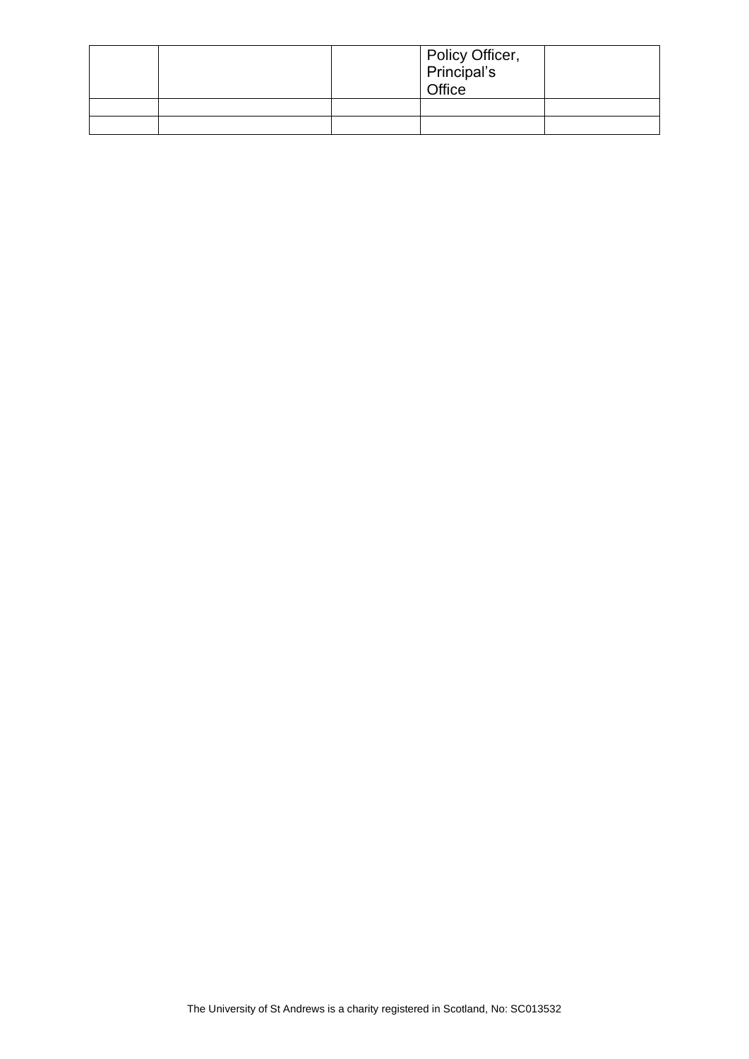| | | | | |
|---|---|---|---|---|
| | | | Policy Officer, Principal's Office | |
| | | | | |
| | | | | |

The University of St Andrews is a charity registered in Scotland, No: SC013532